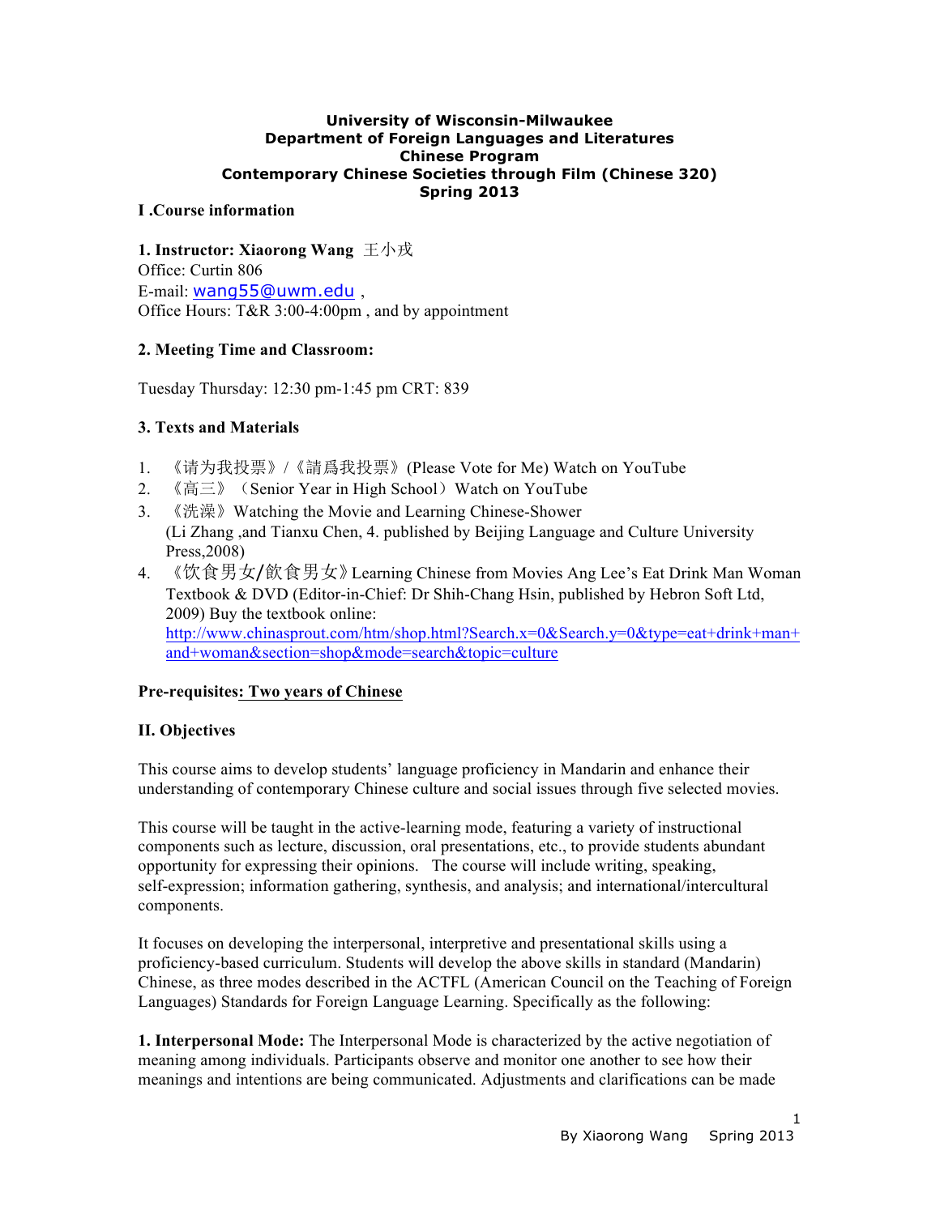**University of Wisconsin-Milwaukee**
**Department of Foreign Languages and Literatures**
**Chinese Program**
**Contemporary Chinese Societies through Film (Chinese 320)**
**Spring 2013**

## I .Course information

**1. Instructor: Xiaorong Wang 王小戎**
Office: Curtin 806
E-mail: wang55@uwm.edu ,
Office Hours: T&R 3:00-4:00pm , and by appointment

**2. Meeting Time and Classroom:**

Tuesday Thursday: 12:30 pm-1:45 pm CRT: 839

**3. Texts and Materials**

1. 《请为我投票》/《請爲我投票》(Please Vote for Me) Watch on YouTube
2. 《高三》（Senior Year in High School）Watch on YouTube
3. 《洗澡》Watching the Movie and Learning Chinese-Shower (Li Zhang ,and Tianxu Chen, 4. published by Beijing Language and Culture University Press,2008)
4. 《饮食男女/飲食男女》Learning Chinese from Movies Ang Lee's Eat Drink Man Woman Textbook & DVD (Editor-in-Chief: Dr Shih-Chang Hsin, published by Hebron Soft Ltd, 2009) Buy the textbook online: http://www.chinasprout.com/htm/shop.html?Search.x=0&Search.y=0&type=eat+drink+man+and+woman&section=shop&mode=search&topic=culture

**Pre-requisites: Two years of Chinese**

## II. Objectives

This course aims to develop students' language proficiency in Mandarin and enhance their understanding of contemporary Chinese culture and social issues through five selected movies.

This course will be taught in the active-learning mode, featuring a variety of instructional components such as lecture, discussion, oral presentations, etc., to provide students abundant opportunity for expressing their opinions. The course will include writing, speaking, self-expression; information gathering, synthesis, and analysis; and international/intercultural components.

It focuses on developing the interpersonal, interpretive and presentational skills using a proficiency-based curriculum. Students will develop the above skills in standard (Mandarin) Chinese, as three modes described in the ACTFL (American Council on the Teaching of Foreign Languages) Standards for Foreign Language Learning. Specifically as the following:

**1. Interpersonal Mode:** The Interpersonal Mode is characterized by the active negotiation of meaning among individuals. Participants observe and monitor one another to see how their meanings and intentions are being communicated. Adjustments and clarifications can be made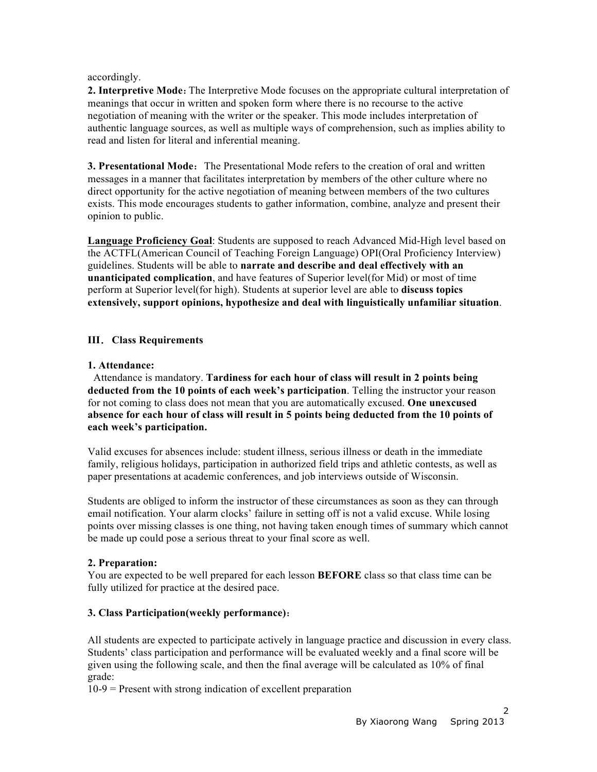accordingly.

**2. Interpretive Mode**：The Interpretive Mode focuses on the appropriate cultural interpretation of meanings that occur in written and spoken form where there is no recourse to the active negotiation of meaning with the writer or the speaker. This mode includes interpretation of authentic language sources, as well as multiple ways of comprehension, such as implies ability to read and listen for literal and inferential meaning.

**3. Presentational Mode**： The Presentational Mode refers to the creation of oral and written messages in a manner that facilitates interpretation by members of the other culture where no direct opportunity for the active negotiation of meaning between members of the two cultures exists. This mode encourages students to gather information, combine, analyze and present their opinion to public.

**Language Proficiency Goal**: Students are supposed to reach Advanced Mid-High level based on the ACTFL(American Council of Teaching Foreign Language) OPI(Oral Proficiency Interview) guidelines. Students will be able to **narrate and describe and deal effectively with an unanticipated complication**, and have features of Superior level(for Mid) or most of time perform at Superior level(for high). Students at superior level are able to **discuss topics extensively, support opinions, hypothesize and deal with linguistically unfamiliar situation**.

## III． Class Requirements

### 1. Attendance:

Attendance is mandatory. **Tardiness for each hour of class will result in 2 points being deducted from the 10 points of each week's participation**. Telling the instructor your reason for not coming to class does not mean that you are automatically excused. **One unexcused absence for each hour of class will result in 5 points being deducted from the 10 points of each week's participation.**

Valid excuses for absences include: student illness, serious illness or death in the immediate family, religious holidays, participation in authorized field trips and athletic contests, as well as paper presentations at academic conferences, and job interviews outside of Wisconsin.

Students are obliged to inform the instructor of these circumstances as soon as they can through email notification. Your alarm clocks' failure in setting off is not a valid excuse. While losing points over missing classes is one thing, not having taken enough times of summary which cannot be made up could pose a serious threat to your final score as well.

### 2. Preparation:

You are expected to be well prepared for each lesson **BEFORE** class so that class time can be fully utilized for practice at the desired pace.

### 3. Class Participation(weekly performance)：

All students are expected to participate actively in language practice and discussion in every class. Students' class participation and performance will be evaluated weekly and a final score will be given using the following scale, and then the final average will be calculated as 10% of final grade:

10-9 = Present with strong indication of excellent preparation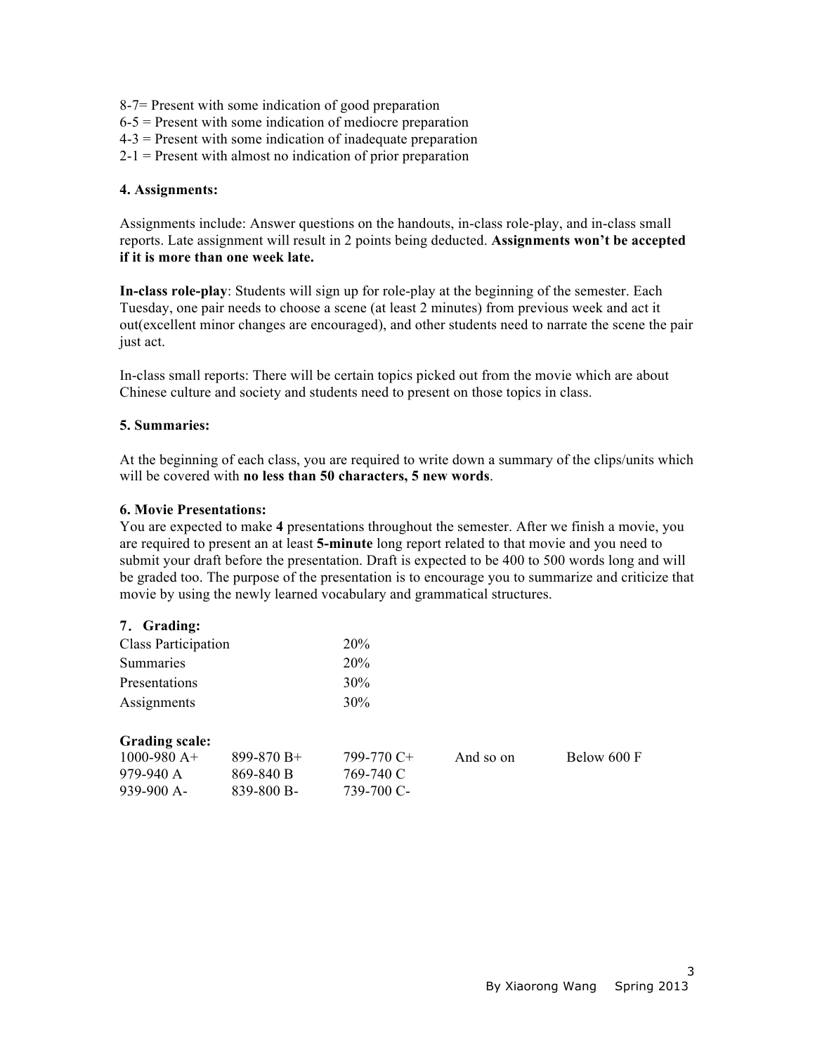8-7= Present with some indication of good preparation
6-5 = Present with some indication of mediocre preparation
4-3 = Present with some indication of inadequate preparation
2-1 = Present with almost no indication of prior preparation

**4. Assignments:**

Assignments include: Answer questions on the handouts, in-class role-play, and in-class small reports. Late assignment will result in 2 points being deducted. **Assignments won't be accepted if it is more than one week late.**

**In-class role-play**: Students will sign up for role-play at the beginning of the semester. Each Tuesday, one pair needs to choose a scene (at least 2 minutes) from previous week and act it out(excellent minor changes are encouraged), and other students need to narrate the scene the pair just act.

In-class small reports: There will be certain topics picked out from the movie which are about Chinese culture and society and students need to present on those topics in class.

**5. Summaries:**

At the beginning of each class, you are required to write down a summary of the clips/units which will be covered with **no less than 50 characters, 5 new words**.

**6. Movie Presentations:**

You are expected to make **4** presentations throughout the semester. After we finish a movie, you are required to present an at least **5-minute** long report related to that movie and you need to submit your draft before the presentation. Draft is expected to be 400 to 500 words long and will be graded too. The purpose of the presentation is to encourage you to summarize and criticize that movie by using the newly learned vocabulary and grammatical structures.

**7．Grading:**

| | |
|---|---|
| Class Participation | 20% |
| Summaries | 20% |
| Presentations | 30% |
| Assignments | 30% |

**Grading scale:**

| | | | | |
|---|---|---|---|---|
| 1000-980 A+ | 899-870 B+ | 799-770 C+ | And so on | Below 600 F |
| 979-940 A | 869-840 B | 769-740 C | | |
| 939-900 A- | 839-800 B- | 739-700 C- | | |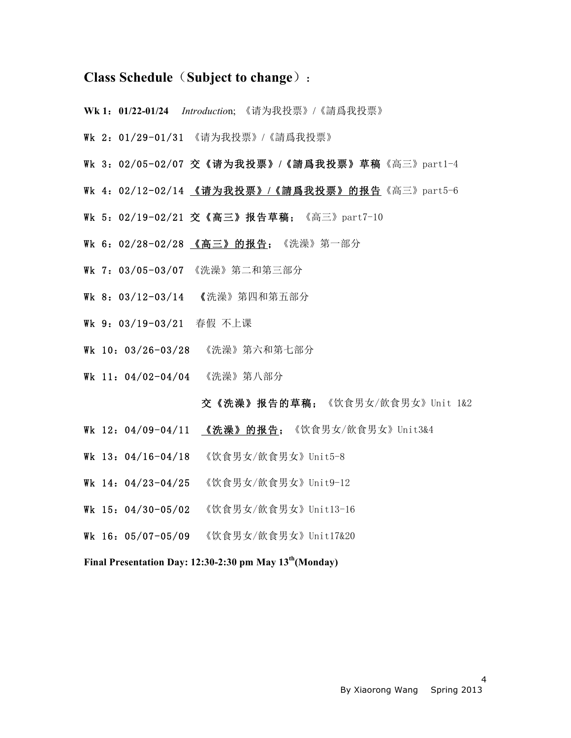## Class Schedule（Subject to change）：

**Wk 1：01/22-01/24** *Introduction*; 《请为我投票》/《請爲我投票》

Wk 2：01/29-01/31 《请为我投票》/《請爲我投票》

Wk 3：02/05-02/07 **交《请为我投票》/《請爲我投票》草稿**《高三》part1-4

Wk 4：02/12-02/14 <u>**《请为我投票》/《請爲我投票》的报告**</u>《高三》part5-6

Wk 5：02/19-02/21 **交《高三》报告草稿**；《高三》part7-10

Wk 6：02/28-02/28 <u>**《高三》的报告**</u>；《洗澡》第一部分

Wk 7：03/05-03/07 《洗澡》第二和第三部分

Wk 8：03/12-03/14 《洗澡》第四和第五部分

Wk 9：03/19-03/21 春假 不上课

Wk 10：03/26-03/28 《洗澡》第六和第七部分

Wk 11：04/02-04/04 《洗澡》第八部分

**交《洗澡》报告的草稿**；《饮食男女/飲食男女》Unit 1&2

Wk 12：04/09-04/11 <u>**《洗澡》的报告**</u>；《饮食男女/飲食男女》Unit3&4

Wk 13：04/16-04/18 《饮食男女/飲食男女》Unit5-8

Wk 14：04/23-04/25 《饮食男女/飲食男女》Unit9-12

Wk 15：04/30-05/02 《饮食男女/飲食男女》Unit13-16

Wk 16：05/07-05/09 《饮食男女/飲食男女》Unit17&20

**Final Presentation Day: 12:30-2:30 pm May 13th(Monday)**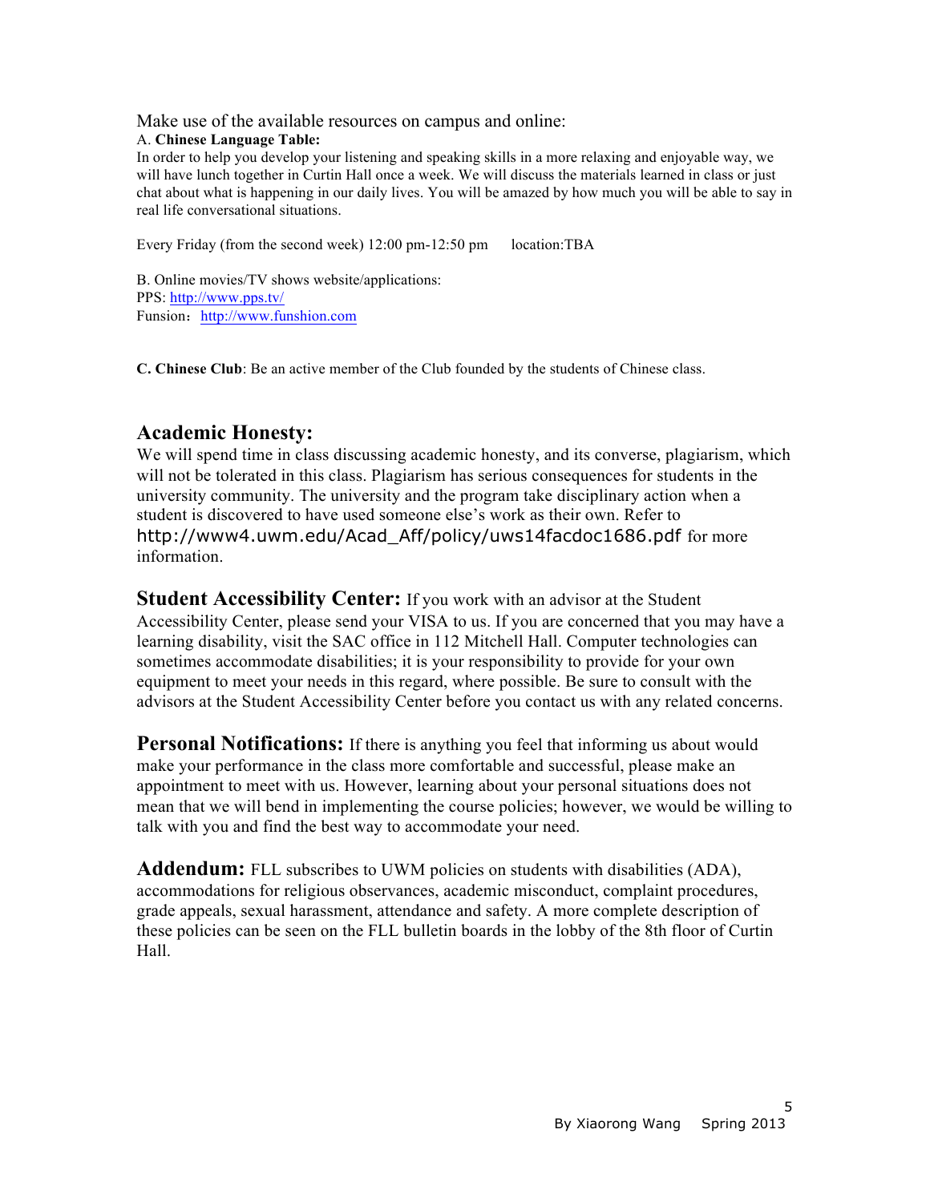Make use of the available resources on campus and online:

A. **Chinese Language Table:**

In order to help you develop your listening and speaking skills in a more relaxing and enjoyable way, we will have lunch together in Curtin Hall once a week. We will discuss the materials learned in class or just chat about what is happening in our daily lives. You will be amazed by how much you will be able to say in real life conversational situations.

Every Friday (from the second week) 12:00 pm-12:50 pm      location:TBA

B. Online movies/TV shows website/applications:

PPS: http://www.pps.tv/

Funsion：http://www.funshion.com

**C. Chinese Club**: Be an active member of the Club founded by the students of Chinese class.

## Academic Honesty:

We will spend time in class discussing academic honesty, and its converse, plagiarism, which will not be tolerated in this class. Plagiarism has serious consequences for students in the university community. The university and the program take disciplinary action when a student is discovered to have used someone else's work as their own. Refer to http://www4.uwm.edu/Acad_Aff/policy/uws14facdoc1686.pdf for more information.

**Student Accessibility Center:** If you work with an advisor at the Student Accessibility Center, please send your VISA to us. If you are concerned that you may have a learning disability, visit the SAC office in 112 Mitchell Hall. Computer technologies can sometimes accommodate disabilities; it is your responsibility to provide for your own equipment to meet your needs in this regard, where possible. Be sure to consult with the advisors at the Student Accessibility Center before you contact us with any related concerns.

**Personal Notifications:** If there is anything you feel that informing us about would make your performance in the class more comfortable and successful, please make an appointment to meet with us. However, learning about your personal situations does not mean that we will bend in implementing the course policies; however, we would be willing to talk with you and find the best way to accommodate your need.

**Addendum:** FLL subscribes to UWM policies on students with disabilities (ADA), accommodations for religious observances, academic misconduct, complaint procedures, grade appeals, sexual harassment, attendance and safety. A more complete description of these policies can be seen on the FLL bulletin boards in the lobby of the 8th floor of Curtin Hall.